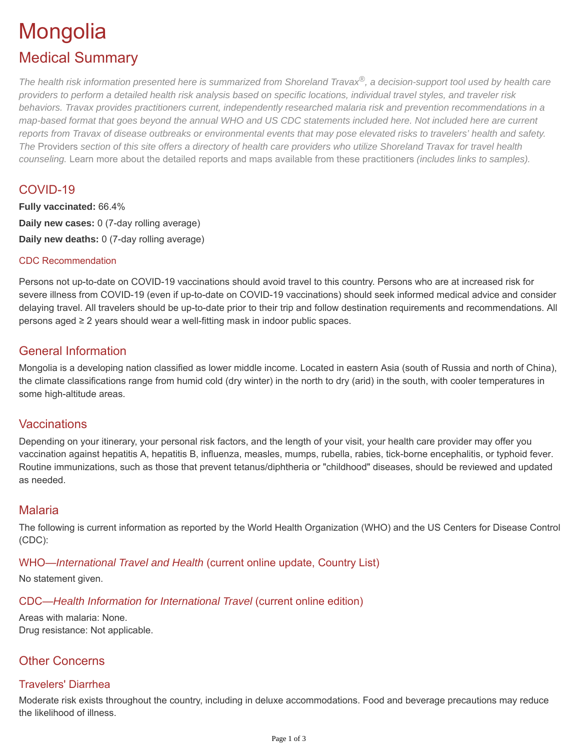# Mongolia

## Medical Summary

*The health risk information presented here is summarized from Shoreland Travax®, a decision-support tool used by health care providers to perform a detailed health risk analysis based on specific locations, individual travel styles, and traveler risk behaviors. Travax provides practitioners current, independently researched malaria risk and prevention recommendations in a map-based format that goes beyond the annual WHO and US CDC statements included here. Not included here are current reports from Travax of disease outbreaks or environmental events that may pose elevated risks to travelers' health and safety. The* Providers *section of this site offers a directory of health care providers who utilize Shoreland Travax for travel health counseling.* Learn more about the detailed reports and maps available from these practitioners *(includes links to samples).*

### COVID-19

**Fully vaccinated:** 66.4%

**Daily new cases:** 0 (7-day rolling average)

**Daily new deaths:** 0 (7-day rolling average)

#### CDC Recommendation

Persons not up-to-date on COVID-19 vaccinations should avoid travel to this country. Persons who are at increased risk for severe illness from COVID-19 (even if up-to-date on COVID-19 vaccinations) should seek informed medical advice and consider delaying travel. All travelers should be up-to-date prior to their trip and follow destination requirements and recommendations. All persons aged ≥ 2 years should wear a well-fitting mask in indoor public spaces.

### General Information

Mongolia is a developing nation classified as lower middle income. Located in eastern Asia (south of Russia and north of China), the climate classifications range from humid cold (dry winter) in the north to dry (arid) in the south, with cooler temperatures in some high-altitude areas.

### Vaccinations

Depending on your itinerary, your personal risk factors, and the length of your visit, your health care provider may offer you vaccination against hepatitis A, hepatitis B, influenza, measles, mumps, rubella, rabies, tick-borne encephalitis, or typhoid fever. Routine immunizations, such as those that prevent tetanus/diphtheria or "childhood" diseases, should be reviewed and updated as needed.

### Malaria

The following is current information as reported by the World Health Organization (WHO) and the US Centers for Disease Control (CDC):

#### WHO—*International Travel and Health* (current online update, Country List)

No statement given.

#### CDC—*Health Information for International Travel* (current online edition)

Areas with malaria: None.
Drug resistance: Not applicable.

### Other Concerns

#### Travelers' Diarrhea

Moderate risk exists throughout the country, including in deluxe accommodations. Food and beverage precautions may reduce the likelihood of illness.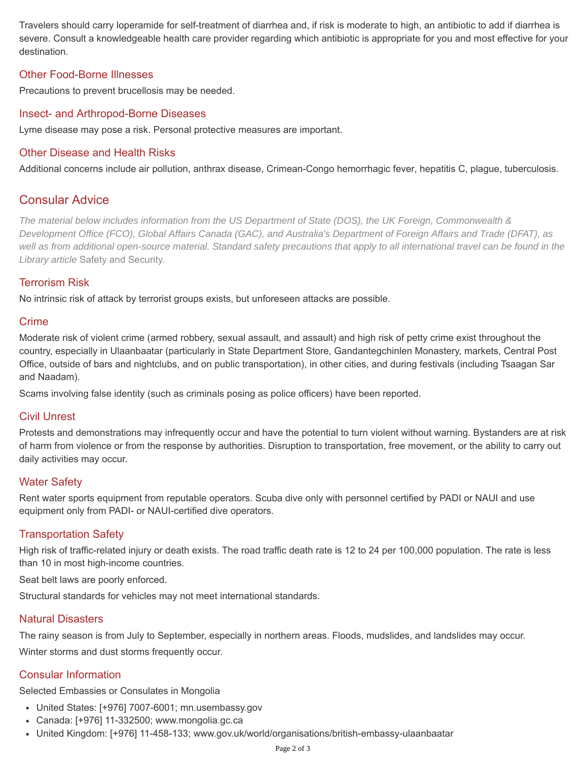Travelers should carry loperamide for self-treatment of diarrhea and, if risk is moderate to high, an antibiotic to add if diarrhea is severe. Consult a knowledgeable health care provider regarding which antibiotic is appropriate for you and most effective for your destination.

### Other Food-Borne Illnesses

Precautions to prevent brucellosis may be needed.

### Insect- and Arthropod-Borne Diseases

Lyme disease may pose a risk. Personal protective measures are important.

### Other Disease and Health Risks

Additional concerns include air pollution, anthrax disease, Crimean-Congo hemorrhagic fever, hepatitis C, plague, tuberculosis.

## Consular Advice

*The material below includes information from the US Department of State (DOS), the UK Foreign, Commonwealth & Development Office (FCO), Global Affairs Canada (GAC), and Australia's Department of Foreign Affairs and Trade (DFAT), as well as from additional open-source material. Standard safety precautions that apply to all international travel can be found in the Library article Safety and Security.*

### Terrorism Risk

No intrinsic risk of attack by terrorist groups exists, but unforeseen attacks are possible.

### Crime

Moderate risk of violent crime (armed robbery, sexual assault, and assault) and high risk of petty crime exist throughout the country, especially in Ulaanbaatar (particularly in State Department Store, Gandantegchinlen Monastery, markets, Central Post Office, outside of bars and nightclubs, and on public transportation), in other cities, and during festivals (including Tsaagan Sar and Naadam).

Scams involving false identity (such as criminals posing as police officers) have been reported.

### Civil Unrest

Protests and demonstrations may infrequently occur and have the potential to turn violent without warning. Bystanders are at risk of harm from violence or from the response by authorities. Disruption to transportation, free movement, or the ability to carry out daily activities may occur.

### Water Safety

Rent water sports equipment from reputable operators. Scuba dive only with personnel certified by PADI or NAUI and use equipment only from PADI- or NAUI-certified dive operators.

### Transportation Safety

High risk of traffic-related injury or death exists. The road traffic death rate is 12 to 24 per 100,000 population. The rate is less than 10 in most high-income countries.

Seat belt laws are poorly enforced.

Structural standards for vehicles may not meet international standards.

### Natural Disasters

The rainy season is from July to September, especially in northern areas. Floods, mudslides, and landslides may occur.

Winter storms and dust storms frequently occur.

### Consular Information

Selected Embassies or Consulates in Mongolia

- United States: [+976] 7007-6001; mn.usembassy.gov
- Canada: [+976] 11-332500; www.mongolia.gc.ca
- United Kingdom: [+976] 11-458-133; www.gov.uk/world/organisations/british-embassy-ulaanbaatar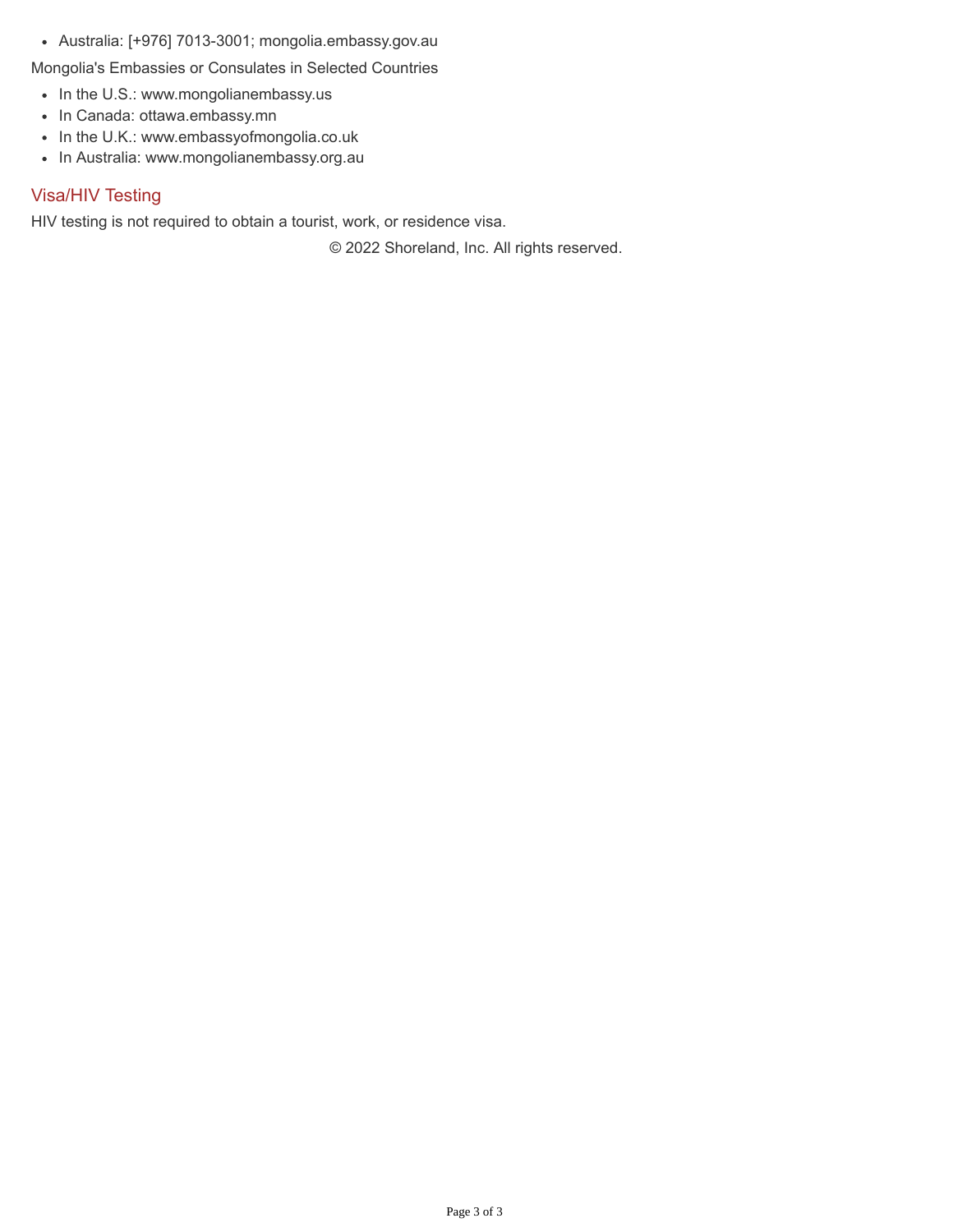- Australia: [+976] 7013-3001; mongolia.embassy.gov.au

Mongolia's Embassies or Consulates in Selected Countries

- In the U.S.: www.mongolianembassy.us
- In Canada: ottawa.embassy.mn
- In the U.K.: www.embassyofmongolia.co.uk
- In Australia: www.mongolianembassy.org.au

## Visa/HIV Testing

HIV testing is not required to obtain a tourist, work, or residence visa.

© 2022 Shoreland, Inc. All rights reserved.